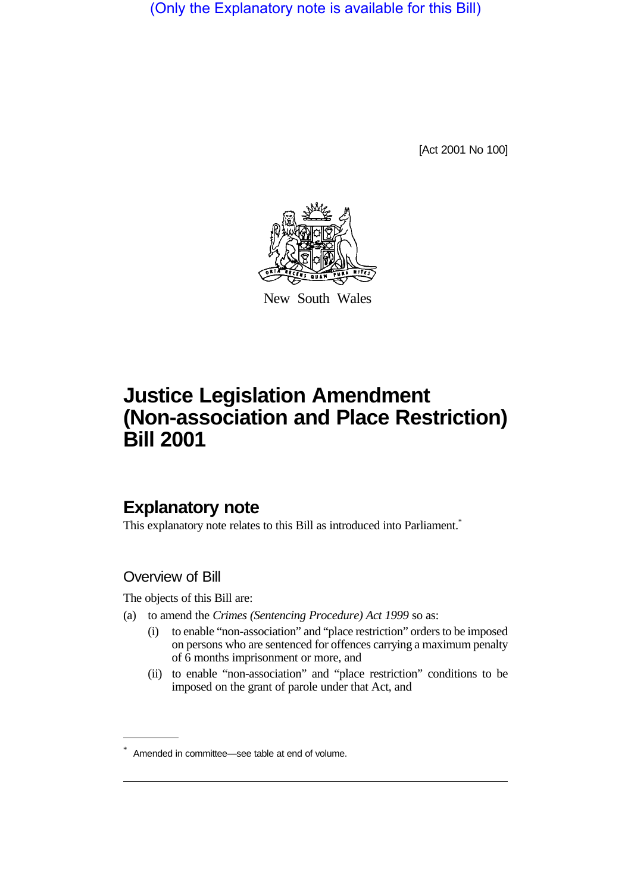(Only the Explanatory note is available for this Bill)

[Act 2001 No 100]

New South Wales

# Justice Legislation Amendment (Non-association and Place Restriction) Bill 2001

## Explanatory note

This explanatory note relates to this Bill as introduced into Parliament.*

### Overview of Bill

The objects of this Bill are:

(a) to amend the *Crimes (Sentencing Procedure) Act 1999* so as:

   (i) to enable "non-association" and "place restriction" orders to be imposed on persons who are sentenced for offences carrying a maximum penalty of 6 months imprisonment or more, and

   (ii) to enable "non-association" and "place restriction" conditions to be imposed on the grant of parole under that Act, and

---

\* Amended in committee—see table at end of volume.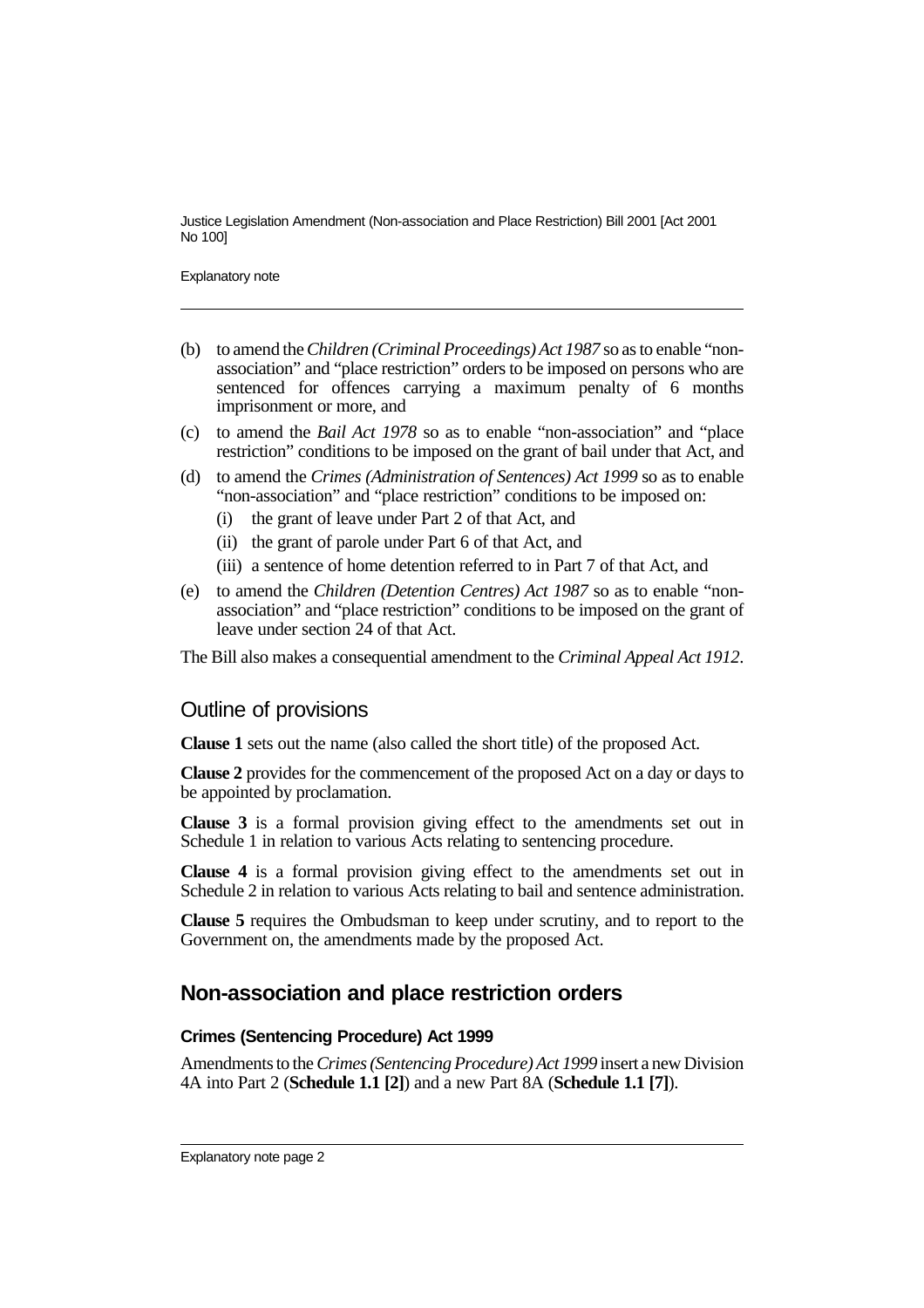(b) to amend the *Children (Criminal Proceedings) Act 1987* so as to enable "non-association" and "place restriction" orders to be imposed on persons who are sentenced for offences carrying a maximum penalty of 6 months imprisonment or more, and

(c) to amend the *Bail Act 1978* so as to enable "non-association" and "place restriction" conditions to be imposed on the grant of bail under that Act, and

(d) to amend the *Crimes (Administration of Sentences) Act 1999* so as to enable "non-association" and "place restriction" conditions to be imposed on:

  (i) the grant of leave under Part 2 of that Act, and

  (ii) the grant of parole under Part 6 of that Act, and

  (iii) a sentence of home detention referred to in Part 7 of that Act, and

(e) to amend the *Children (Detention Centres) Act 1987* so as to enable "non-association" and "place restriction" conditions to be imposed on the grant of leave under section 24 of that Act.

The Bill also makes a consequential amendment to the *Criminal Appeal Act 1912*.

## Outline of provisions

**Clause 1** sets out the name (also called the short title) of the proposed Act.

**Clause 2** provides for the commencement of the proposed Act on a day or days to be appointed by proclamation.

**Clause 3** is a formal provision giving effect to the amendments set out in Schedule 1 in relation to various Acts relating to sentencing procedure.

**Clause 4** is a formal provision giving effect to the amendments set out in Schedule 2 in relation to various Acts relating to bail and sentence administration.

**Clause 5** requires the Ombudsman to keep under scrutiny, and to report to the Government on, the amendments made by the proposed Act.

## Non-association and place restriction orders

### Crimes (Sentencing Procedure) Act 1999

Amendments to the *Crimes (Sentencing Procedure) Act 1999* insert a new Division 4A into Part 2 (**Schedule 1.1 [2]**) and a new Part 8A (**Schedule 1.1 [7]**).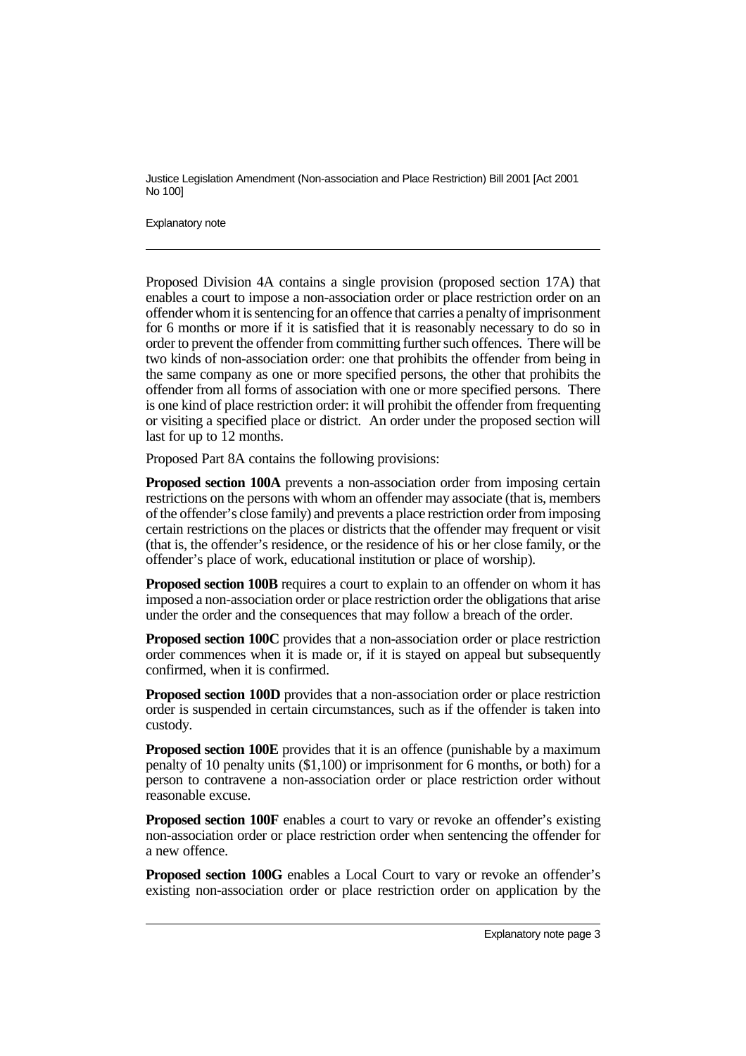Proposed Division 4A contains a single provision (proposed section 17A) that enables a court to impose a non-association order or place restriction order on an offender whom it is sentencing for an offence that carries a penalty of imprisonment for 6 months or more if it is satisfied that it is reasonably necessary to do so in order to prevent the offender from committing further such offences. There will be two kinds of non-association order: one that prohibits the offender from being in the same company as one or more specified persons, the other that prohibits the offender from all forms of association with one or more specified persons. There is one kind of place restriction order: it will prohibit the offender from frequenting or visiting a specified place or district. An order under the proposed section will last for up to 12 months.

Proposed Part 8A contains the following provisions:

**Proposed section 100A** prevents a non-association order from imposing certain restrictions on the persons with whom an offender may associate (that is, members of the offender's close family) and prevents a place restriction order from imposing certain restrictions on the places or districts that the offender may frequent or visit (that is, the offender's residence, or the residence of his or her close family, or the offender's place of work, educational institution or place of worship).

**Proposed section 100B** requires a court to explain to an offender on whom it has imposed a non-association order or place restriction order the obligations that arise under the order and the consequences that may follow a breach of the order.

**Proposed section 100C** provides that a non-association order or place restriction order commences when it is made or, if it is stayed on appeal but subsequently confirmed, when it is confirmed.

**Proposed section 100D** provides that a non-association order or place restriction order is suspended in certain circumstances, such as if the offender is taken into custody.

**Proposed section 100E** provides that it is an offence (punishable by a maximum penalty of 10 penalty units ($1,100) or imprisonment for 6 months, or both) for a person to contravene a non-association order or place restriction order without reasonable excuse.

**Proposed section 100F** enables a court to vary or revoke an offender's existing non-association order or place restriction order when sentencing the offender for a new offence.

**Proposed section 100G** enables a Local Court to vary or revoke an offender's existing non-association order or place restriction order on application by the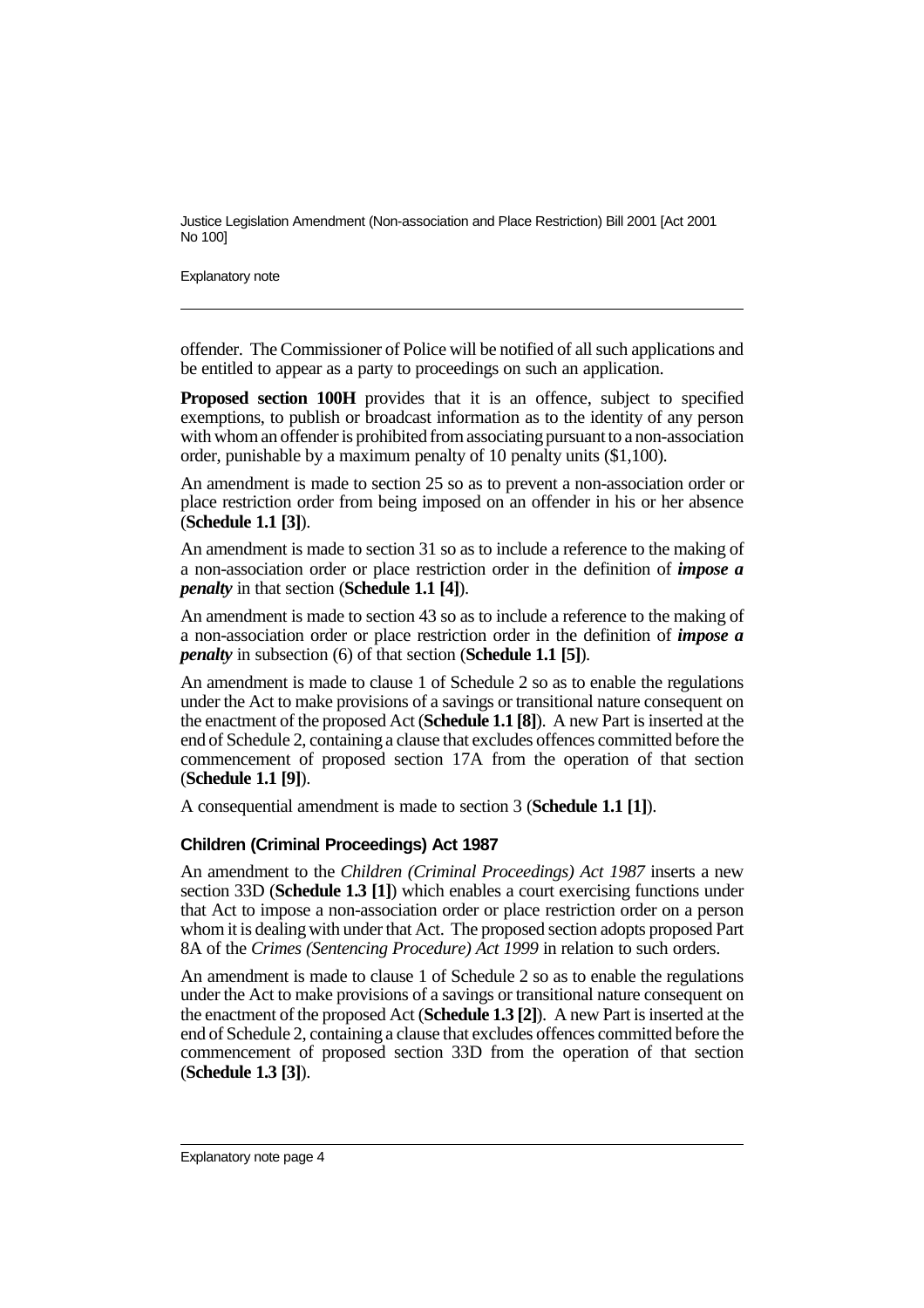offender. The Commissioner of Police will be notified of all such applications and be entitled to appear as a party to proceedings on such an application.

**Proposed section 100H** provides that it is an offence, subject to specified exemptions, to publish or broadcast information as to the identity of any person with whom an offender is prohibited from associating pursuant to a non-association order, punishable by a maximum penalty of 10 penalty units ($1,100).

An amendment is made to section 25 so as to prevent a non-association order or place restriction order from being imposed on an offender in his or her absence (**Schedule 1.1 [3]**).

An amendment is made to section 31 so as to include a reference to the making of a non-association order or place restriction order in the definition of ***impose a penalty*** in that section (**Schedule 1.1 [4]**).

An amendment is made to section 43 so as to include a reference to the making of a non-association order or place restriction order in the definition of ***impose a penalty*** in subsection (6) of that section (**Schedule 1.1 [5]**).

An amendment is made to clause 1 of Schedule 2 so as to enable the regulations under the Act to make provisions of a savings or transitional nature consequent on the enactment of the proposed Act (**Schedule 1.1 [8]**). A new Part is inserted at the end of Schedule 2, containing a clause that excludes offences committed before the commencement of proposed section 17A from the operation of that section (**Schedule 1.1 [9]**).

A consequential amendment is made to section 3 (**Schedule 1.1 [1]**).

### Children (Criminal Proceedings) Act 1987

An amendment to the *Children (Criminal Proceedings) Act 1987* inserts a new section 33D (**Schedule 1.3 [1]**) which enables a court exercising functions under that Act to impose a non-association order or place restriction order on a person whom it is dealing with under that Act. The proposed section adopts proposed Part 8A of the *Crimes (Sentencing Procedure) Act 1999* in relation to such orders.

An amendment is made to clause 1 of Schedule 2 so as to enable the regulations under the Act to make provisions of a savings or transitional nature consequent on the enactment of the proposed Act (**Schedule 1.3 [2]**). A new Part is inserted at the end of Schedule 2, containing a clause that excludes offences committed before the commencement of proposed section 33D from the operation of that section (**Schedule 1.3 [3]**).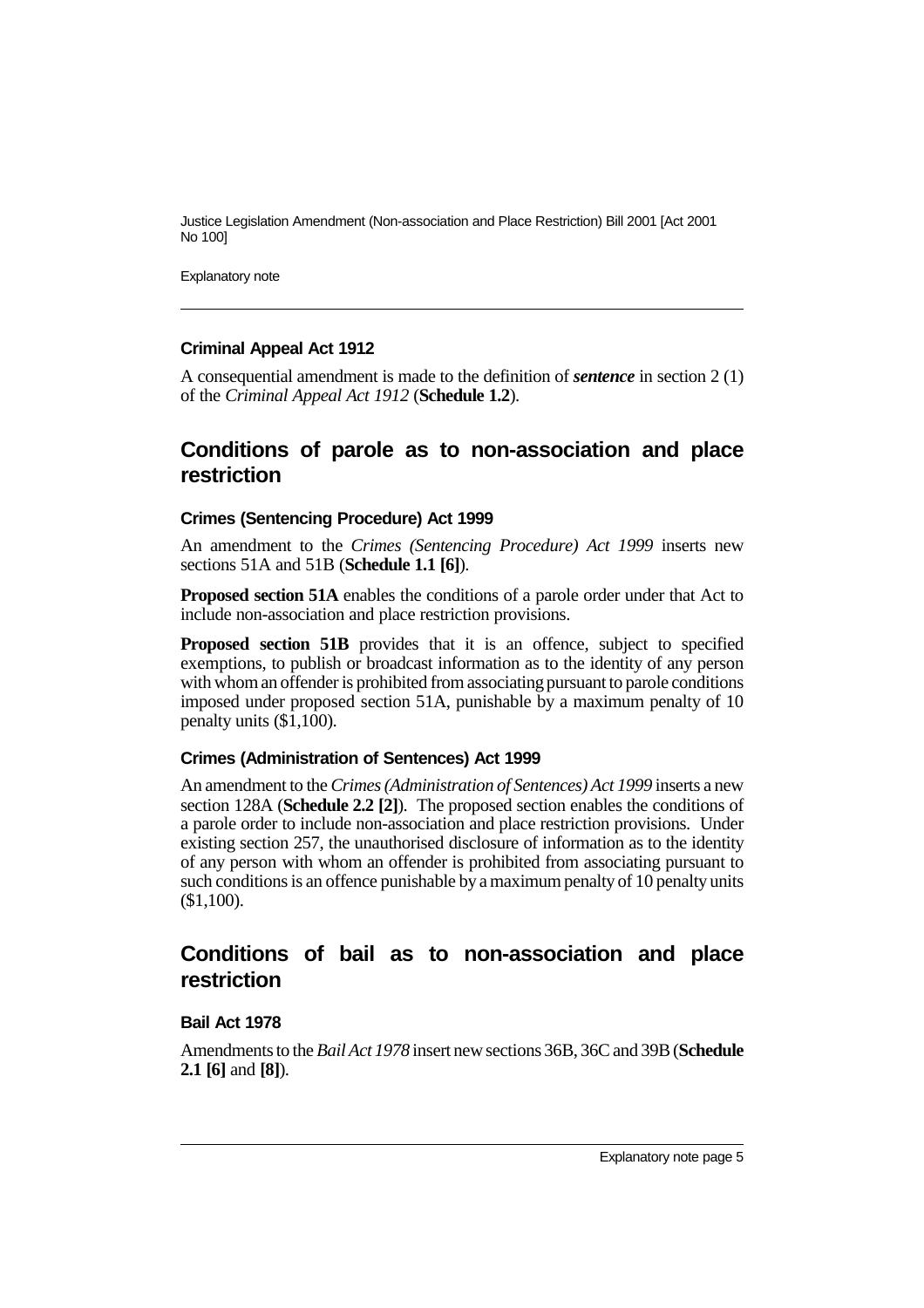#### Criminal Appeal Act 1912

A consequential amendment is made to the definition of ***sentence*** in section 2 (1) of the *Criminal Appeal Act 1912* (**Schedule 1.2**).

## Conditions of parole as to non-association and place restriction

#### Crimes (Sentencing Procedure) Act 1999

An amendment to the *Crimes (Sentencing Procedure) Act 1999* inserts new sections 51A and 51B (**Schedule 1.1 [6]**).

**Proposed section 51A** enables the conditions of a parole order under that Act to include non-association and place restriction provisions.

**Proposed section 51B** provides that it is an offence, subject to specified exemptions, to publish or broadcast information as to the identity of any person with whom an offender is prohibited from associating pursuant to parole conditions imposed under proposed section 51A, punishable by a maximum penalty of 10 penalty units ($1,100).

#### Crimes (Administration of Sentences) Act 1999

An amendment to the *Crimes (Administration of Sentences) Act 1999* inserts a new section 128A (**Schedule 2.2 [2]**). The proposed section enables the conditions of a parole order to include non-association and place restriction provisions. Under existing section 257, the unauthorised disclosure of information as to the identity of any person with whom an offender is prohibited from associating pursuant to such conditions is an offence punishable by a maximum penalty of 10 penalty units ($1,100).

## Conditions of bail as to non-association and place restriction

#### Bail Act 1978

Amendments to the *Bail Act 1978* insert new sections 36B, 36C and 39B (**Schedule 2.1 [6]** and **[8]**).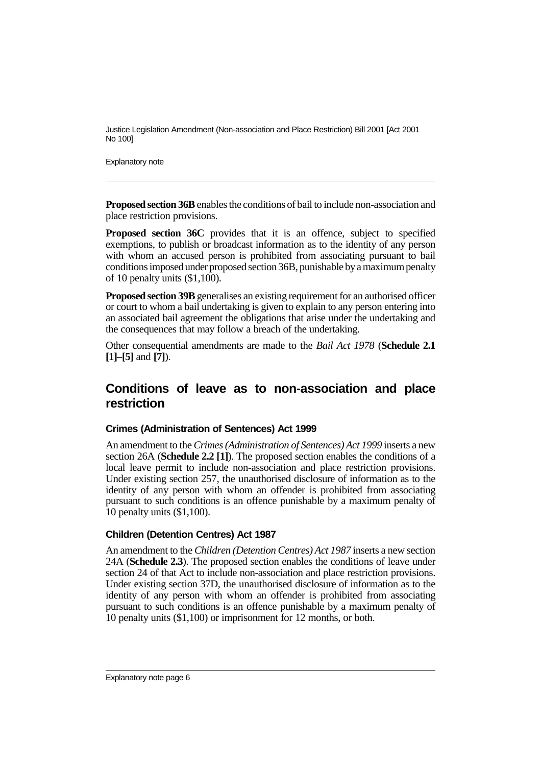**Proposed section 36B** enables the conditions of bail to include non-association and place restriction provisions.

**Proposed section 36C** provides that it is an offence, subject to specified exemptions, to publish or broadcast information as to the identity of any person with whom an accused person is prohibited from associating pursuant to bail conditions imposed under proposed section 36B, punishable by a maximum penalty of 10 penalty units ($1,100).

**Proposed section 39B** generalises an existing requirement for an authorised officer or court to whom a bail undertaking is given to explain to any person entering into an associated bail agreement the obligations that arise under the undertaking and the consequences that may follow a breach of the undertaking.

Other consequential amendments are made to the *Bail Act 1978* (**Schedule 2.1 [1]–[5]** and **[7]**).

## Conditions of leave as to non-association and place restriction

### Crimes (Administration of Sentences) Act 1999

An amendment to the *Crimes (Administration of Sentences) Act 1999* inserts a new section 26A (**Schedule 2.2 [1]**). The proposed section enables the conditions of a local leave permit to include non-association and place restriction provisions. Under existing section 257, the unauthorised disclosure of information as to the identity of any person with whom an offender is prohibited from associating pursuant to such conditions is an offence punishable by a maximum penalty of 10 penalty units ($1,100).

### Children (Detention Centres) Act 1987

An amendment to the *Children (Detention Centres) Act 1987* inserts a new section 24A (**Schedule 2.3**). The proposed section enables the conditions of leave under section 24 of that Act to include non-association and place restriction provisions. Under existing section 37D, the unauthorised disclosure of information as to the identity of any person with whom an offender is prohibited from associating pursuant to such conditions is an offence punishable by a maximum penalty of 10 penalty units ($1,100) or imprisonment for 12 months, or both.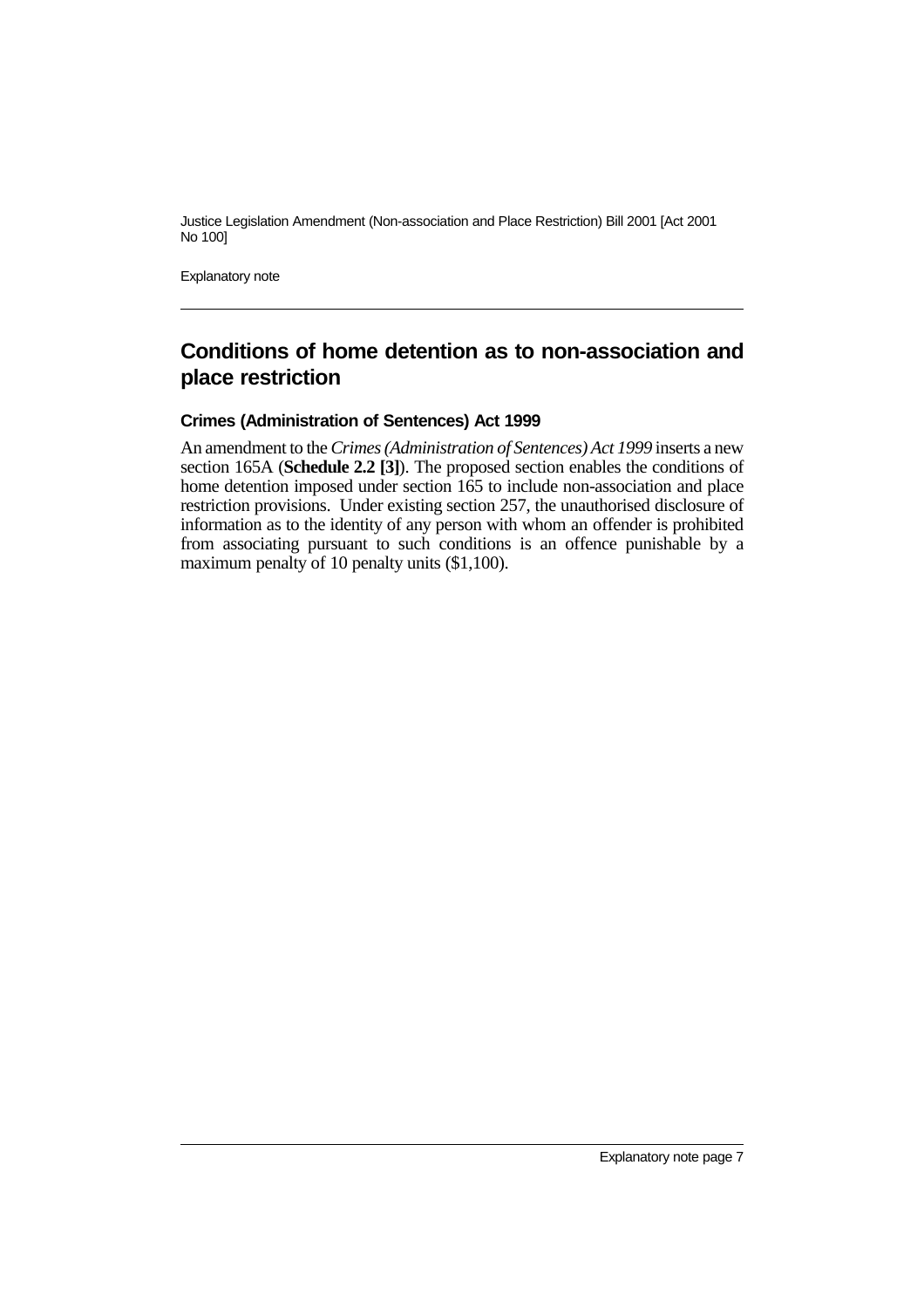## Conditions of home detention as to non-association and place restriction

### Crimes (Administration of Sentences) Act 1999

An amendment to the *Crimes (Administration of Sentences) Act 1999* inserts a new section 165A (**Schedule 2.2 [3]**). The proposed section enables the conditions of home detention imposed under section 165 to include non-association and place restriction provisions. Under existing section 257, the unauthorised disclosure of information as to the identity of any person with whom an offender is prohibited from associating pursuant to such conditions is an offence punishable by a maximum penalty of 10 penalty units ($1,100).